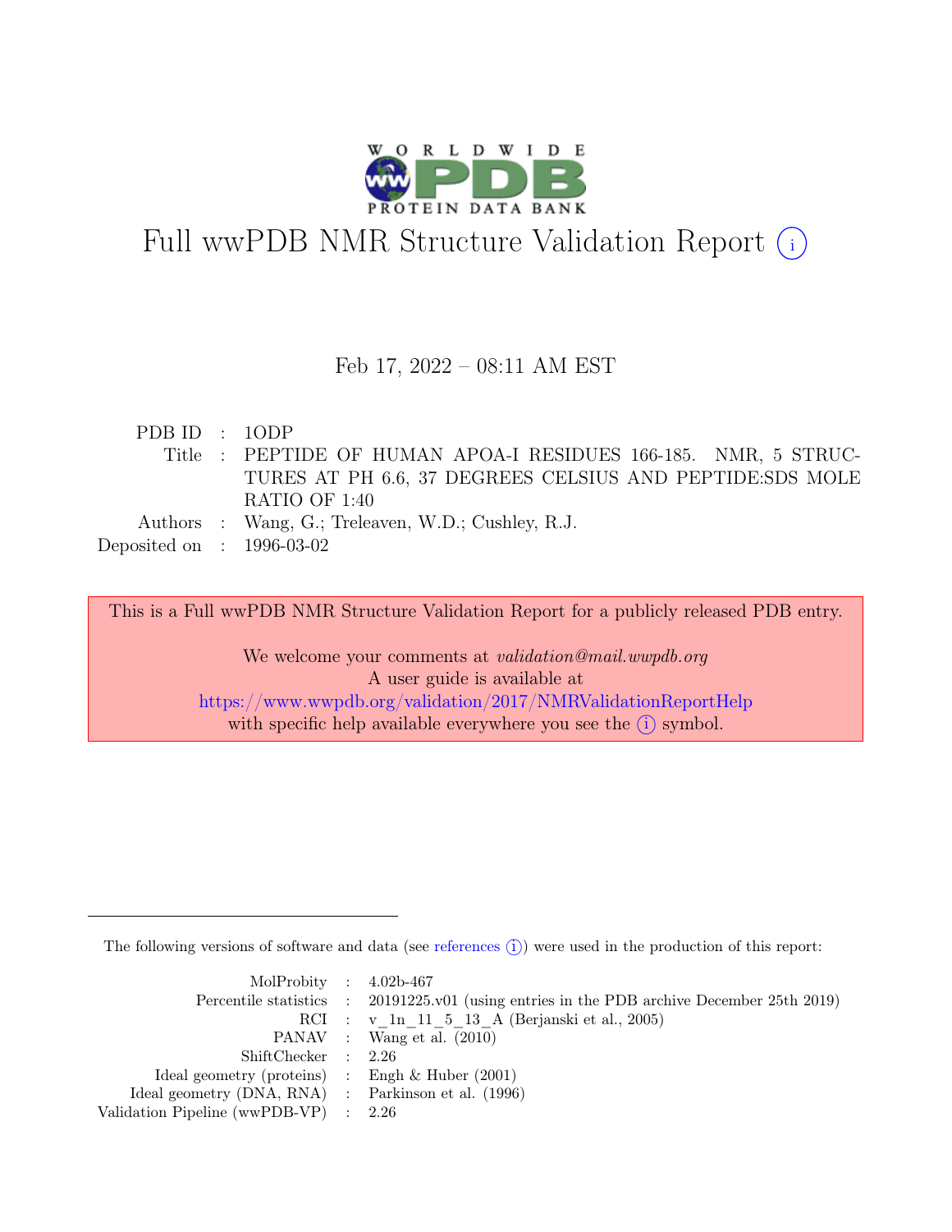# Full wwPDB NMR Structure Validation Report (i)

Feb 17, 2022 – 08:11 AM EST

| | | |
|---|---|---|
| PDB ID | : | 1ODP |
| Title | : | PEPTIDE OF HUMAN APOA-I RESIDUES 166-185. NMR, 5 STRUCTURES AT PH 6.6, 37 DEGREES CELSIUS AND PEPTIDE:SDS MOLE RATIO OF 1:40 |
| Authors | : | Wang, G.; Treleaven, W.D.; Cushley, R.J. |
| Deposited on | : | 1996-03-02 |

This is a Full wwPDB NMR Structure Validation Report for a publicly released PDB entry.

We welcome your comments at *validation@mail.wwpdb.org*
A user guide is available at
https://www.wwpdb.org/validation/2017/NMRValidationReportHelp
with specific help available everywhere you see the (i) symbol.

---

The following versions of software and data (see references (i)) were used in the production of this report:

| | | |
|---|---|---|
| MolProbity | : | 4.02b-467 |
| Percentile statistics | : | 20191225.v01 (using entries in the PDB archive December 25th 2019) |
| RCI | : | v_1n_11_5_13_A (Berjanski et al., 2005) |
| PANAV | : | Wang et al. (2010) |
| ShiftChecker | : | 2.26 |
| Ideal geometry (proteins) | : | Engh & Huber (2001) |
| Ideal geometry (DNA, RNA) | : | Parkinson et al. (1996) |
| Validation Pipeline (wwPDB-VP) | : | 2.26 |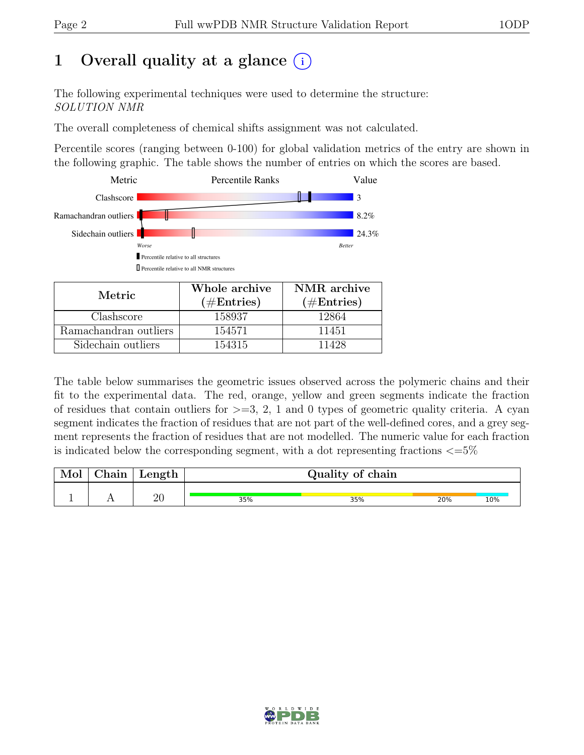# 1 Overall quality at a glance (i)

The following experimental techniques were used to determine the structure:
*SOLUTION NMR*

The overall completeness of chemical shifts assignment was not calculated.

Percentile scores (ranging between 0-100) for global validation metrics of the entry are shown in the following graphic. The table shows the number of entries on which the scores are based.

| Metric | Value |
|---|---|
| Clashscore | 3 |
| Ramachandran outliers | 8.2% |
| Sidechain outliers | 24.3% |

Worse — Better

▮ Percentile relative to all structures

▯ Percentile relative to all NMR structures

| Metric | Whole archive (#Entries) | NMR archive (#Entries) |
|---|---|---|
| Clashscore | 158937 | 12864 |
| Ramachandran outliers | 154571 | 11451 |
| Sidechain outliers | 154315 | 11428 |

The table below summarises the geometric issues observed across the polymeric chains and their fit to the experimental data. The red, orange, yellow and green segments indicate the fraction of residues that contain outliers for >=3, 2, 1 and 0 types of geometric quality criteria. A cyan segment indicates the fraction of residues that are not part of the well-defined cores, and a grey segment represents the fraction of residues that are not modelled. The numeric value for each fraction is indicated below the corresponding segment, with a dot representing fractions <=5%

| Mol | Chain | Length | Quality of chain |
|---|---|---|---|
| 1 | A | 20 | 35% 35% 20% 10% |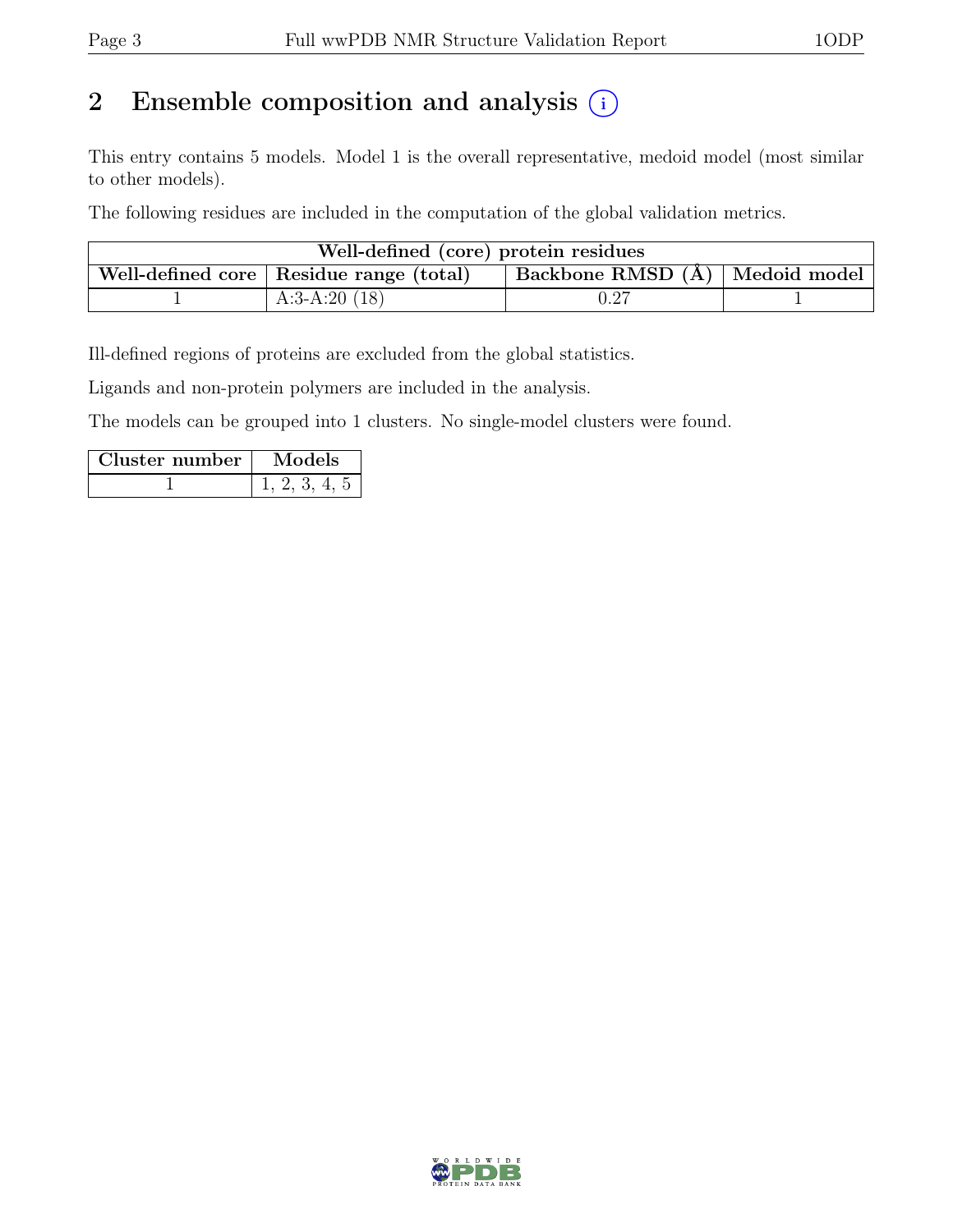# 2 Ensemble composition and analysis

This entry contains 5 models. Model 1 is the overall representative, medoid model (most similar to other models).

The following residues are included in the computation of the global validation metrics.

| Well-defined (core) protein residues | | | |
|---|---|---|---|
| Well-defined core | Residue range (total) | Backbone RMSD (Å) | Medoid model |
| 1 | A:3-A:20 (18) | 0.27 | 1 |

Ill-defined regions of proteins are excluded from the global statistics.

Ligands and non-protein polymers are included in the analysis.

The models can be grouped into 1 clusters. No single-model clusters were found.

| Cluster number | Models |
|---|---|
| 1 | 1, 2, 3, 4, 5 |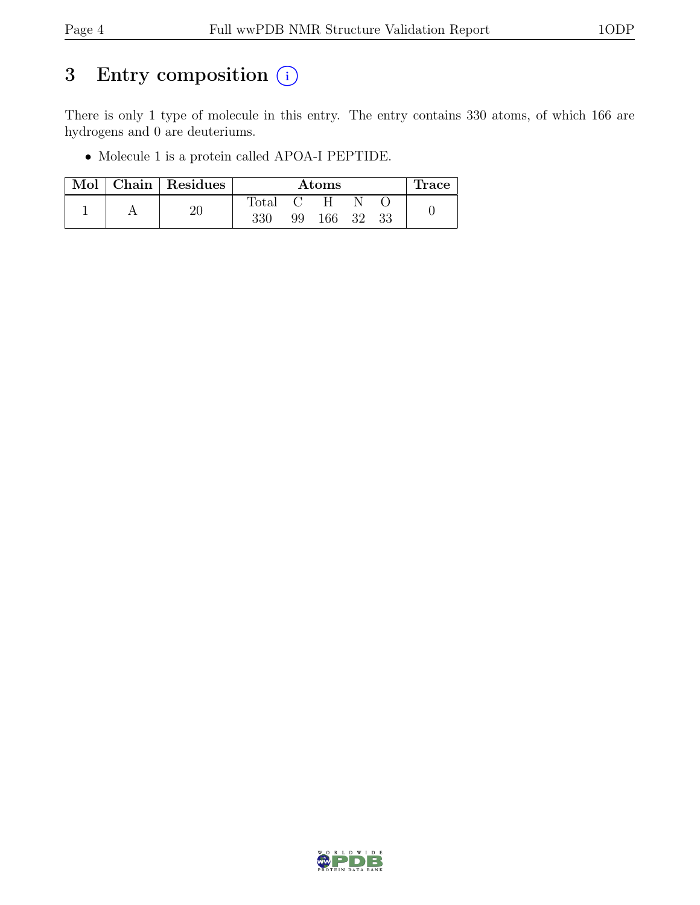# 3 Entry composition (i)

There is only 1 type of molecule in this entry. The entry contains 330 atoms, of which 166 are hydrogens and 0 are deuteriums.

- Molecule 1 is a protein called APOA-I PEPTIDE.

| Mol | Chain | Residues | Atoms | | | | | Trace |
|---|---|---|---|---|---|---|---|---|
| | | | Total | C | H | N | O | |
| 1 | A | 20 | 330 | 99 | 166 | 32 | 33 | 0 |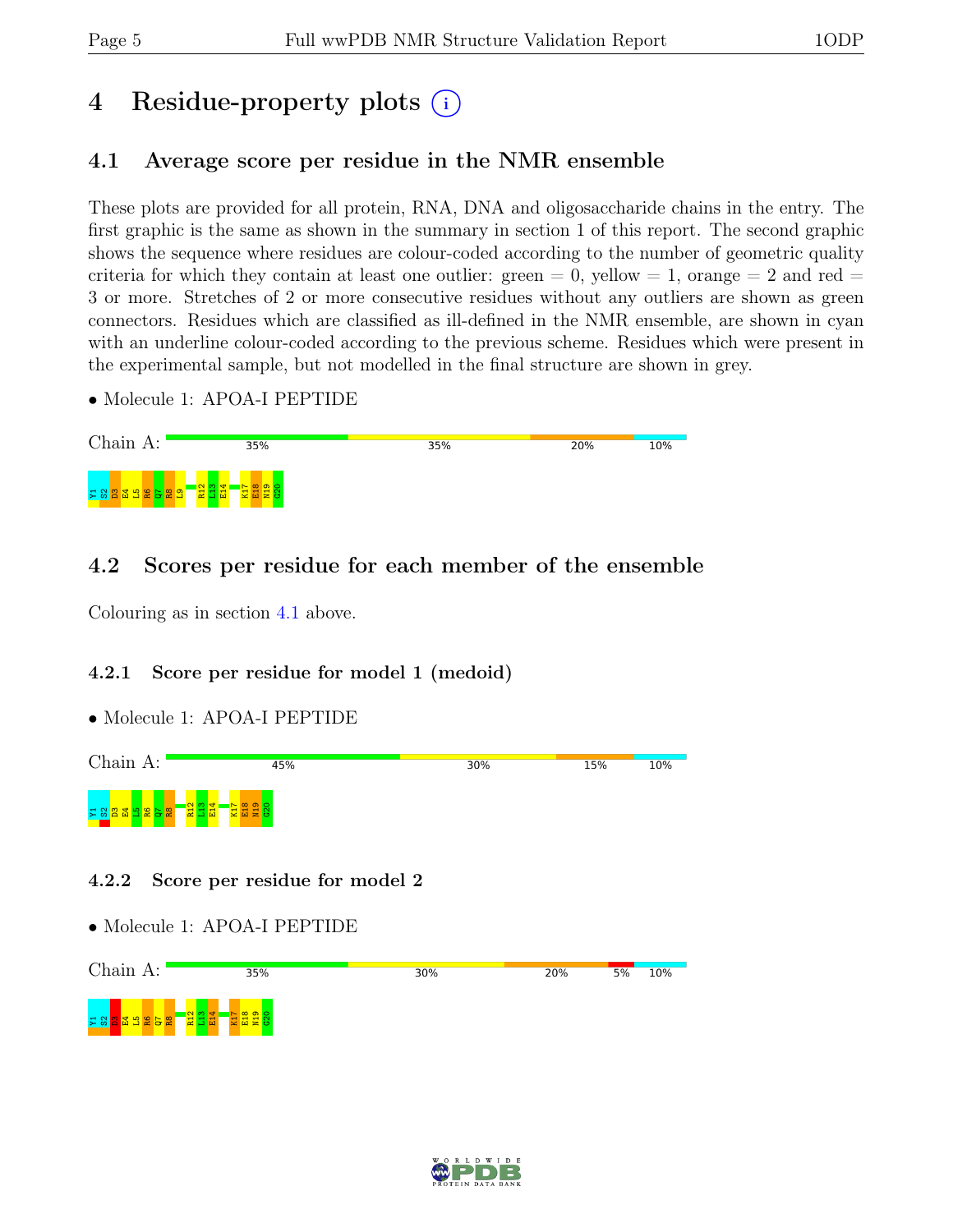# 4 Residue-property plots

## 4.1 Average score per residue in the NMR ensemble

These plots are provided for all protein, RNA, DNA and oligosaccharide chains in the entry. The first graphic is the same as shown in the summary in section 1 of this report. The second graphic shows the sequence where residues are colour-coded according to the number of geometric quality criteria for which they contain at least one outlier: green = 0, yellow = 1, orange = 2 and red = 3 or more. Stretches of 2 or more consecutive residues without any outliers are shown as green connectors. Residues which are classified as ill-defined in the NMR ensemble, are shown in cyan with an underline colour-coded according to the previous scheme. Residues which were present in the experimental sample, but not modelled in the final structure are shown in grey.

- Molecule 1: APOA-I PEPTIDE

Chain A: 35% 35% 20% 10%

Y1 S2 D3 E4 L5 R6 Q7 R8 L9 R12 L13 E14 K17 E18 N19 G20

## 4.2 Scores per residue for each member of the ensemble

Colouring as in section 4.1 above.

### 4.2.1 Score per residue for model 1 (medoid)

- Molecule 1: APOA-I PEPTIDE

Chain A: 45% 30% 15% 10%

Y1 S2 D3 E4 L5 R6 Q7 R8 R12 L13 E14 K17 E18 N19 G20

### 4.2.2 Score per residue for model 2

- Molecule 1: APOA-I PEPTIDE

Chain A: 35% 30% 20% 5% 10%

Y1 S2 D3 E4 L5 R6 Q7 R8 R12 L13 E14 K17 E18 N19 G20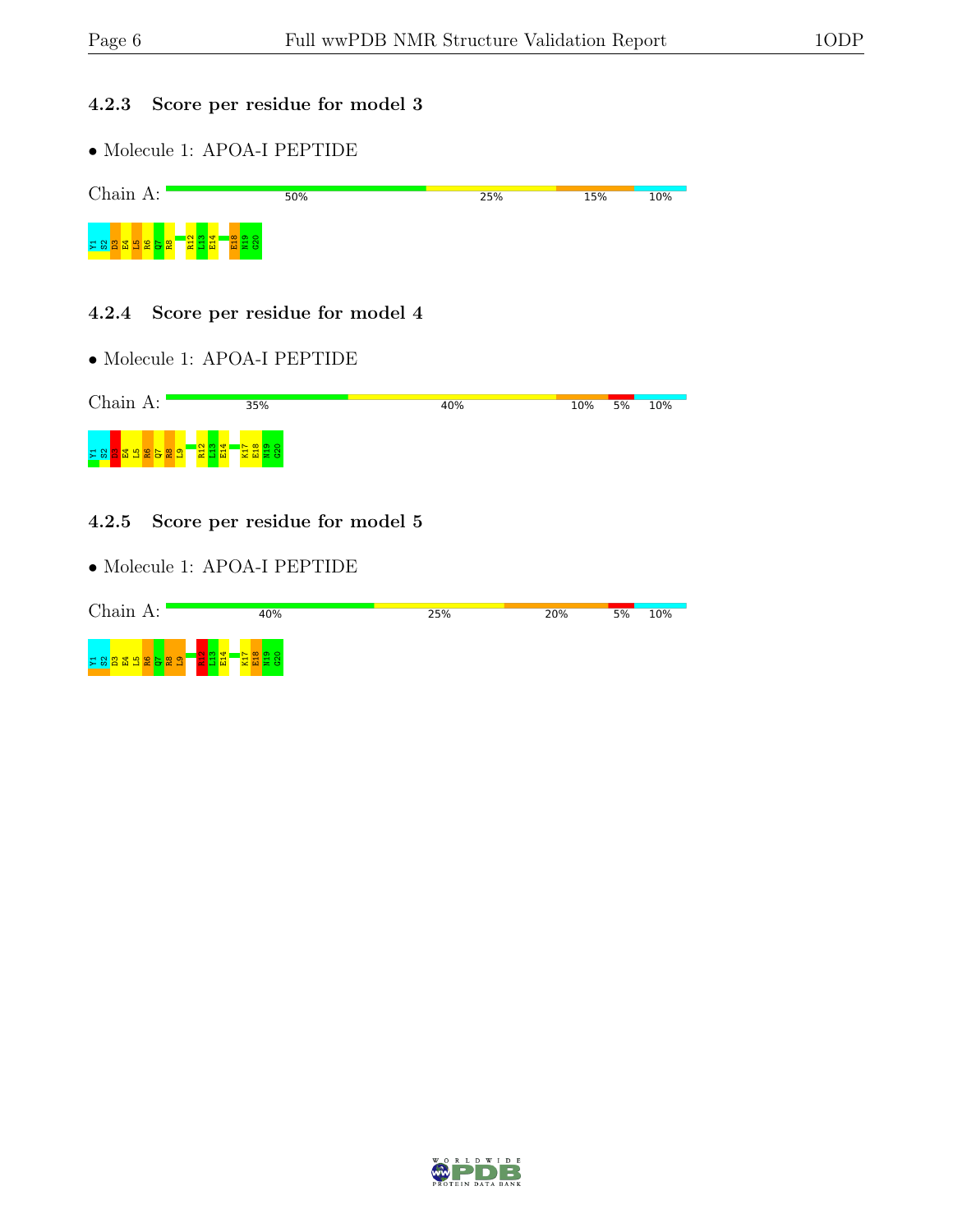### 4.2.3 Score per residue for model 3

- Molecule 1: APOA-I PEPTIDE

Chain A: 50% 25% 15% 10%

Y1 S2 D3 E4 L5 R6 Q7 R8 R12 L13 E14 E18 N19 G20

### 4.2.4 Score per residue for model 4

- Molecule 1: APOA-I PEPTIDE

Chain A: 35% 40% 10% 5% 10%

Y1 S2 D3 E4 L5 R6 Q7 R8 L9 R12 L13 E14 K17 E18 N19 G20

### 4.2.5 Score per residue for model 5

- Molecule 1: APOA-I PEPTIDE

Chain A: 40% 25% 20% 5% 10%

Y1 S2 D3 E4 L5 R6 Q7 R8 L9 R12 L13 E14 K17 E18 N19 G20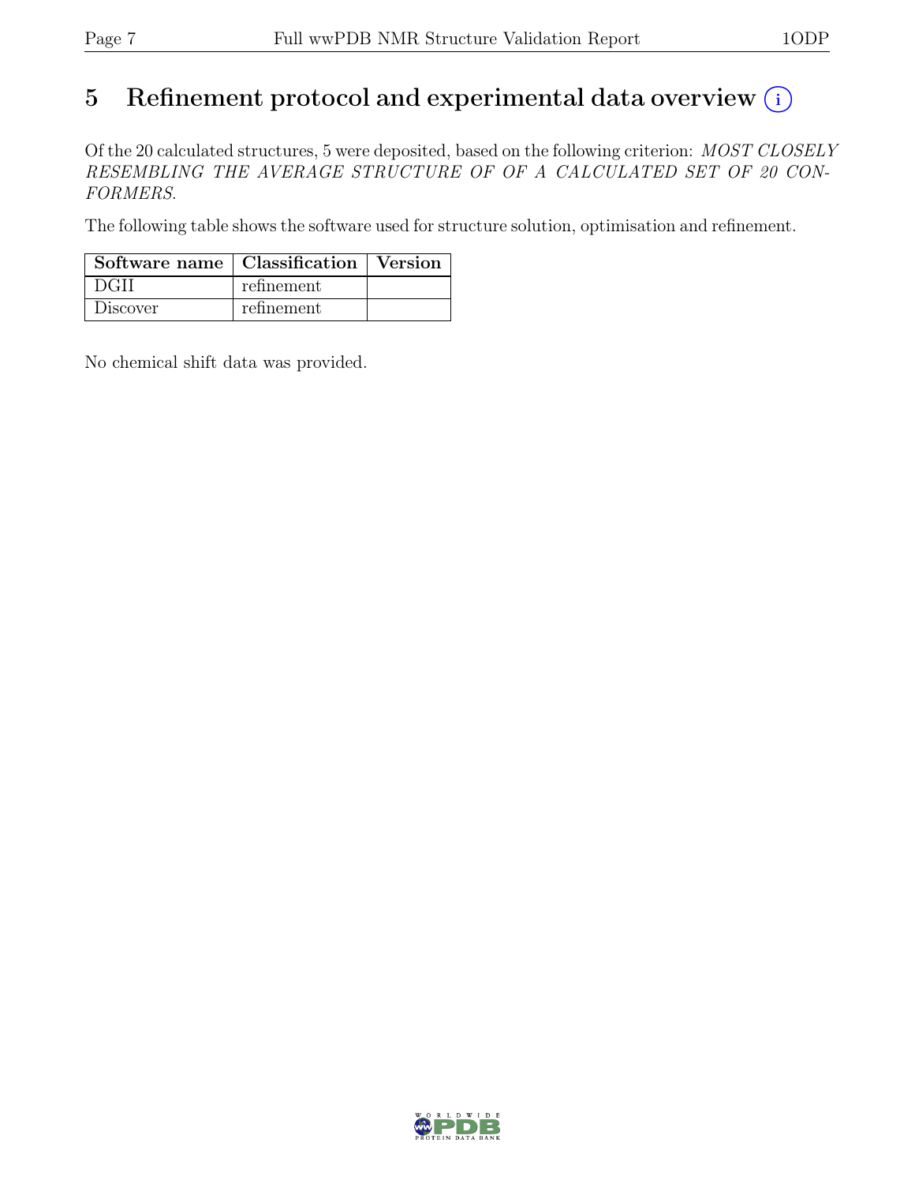# 5 Refinement protocol and experimental data overview (i)

Of the 20 calculated structures, 5 were deposited, based on the following criterion: *MOST CLOSELY RESEMBLING THE AVERAGE STRUCTURE OF OF A CALCULATED SET OF 20 CONFORMERS*.

The following table shows the software used for structure solution, optimisation and refinement.

| Software name | Classification | Version |
|---|---|---|
| DGII | refinement | |
| Discover | refinement | |

No chemical shift data was provided.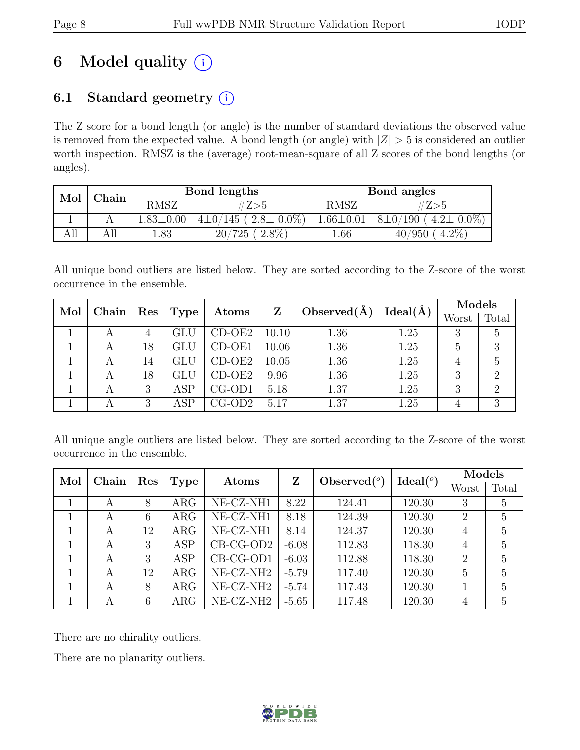# 6 Model quality (i)

## 6.1 Standard geometry (i)

The Z score for a bond length (or angle) is the number of standard deviations the observed value is removed from the expected value. A bond length (or angle) with $|Z| > 5$ is considered an outlier worth inspection. RMSZ is the (average) root-mean-square of all Z scores of the bond lengths (or angles).

| Mol | Chain | Bond lengths | | Bond angles | |
|---|---|---|---|---|---|
| | | RMSZ | #Z>5 | RMSZ | #Z>5 |
| 1 | A | 1.83±0.00 | 4±0/145 ( 2.8± 0.0%) | 1.66±0.01 | 8±0/190 ( 4.2± 0.0%) |
| All | All | 1.83 | 20/725 ( 2.8%) | 1.66 | 40/950 ( 4.2%) |

All unique bond outliers are listed below. They are sorted according to the Z-score of the worst occurrence in the ensemble.

| Mol | Chain | Res | Type | Atoms | Z | Observed(Å) | Ideal(Å) | Models | |
|---|---|---|---|---|---|---|---|---|---|
| | | | | | | | | Worst | Total |
| 1 | A | 4 | GLU | CD-OE2 | 10.10 | 1.36 | 1.25 | 3 | 5 |
| 1 | A | 18 | GLU | CD-OE1 | 10.06 | 1.36 | 1.25 | 5 | 3 |
| 1 | A | 14 | GLU | CD-OE2 | 10.05 | 1.36 | 1.25 | 4 | 5 |
| 1 | A | 18 | GLU | CD-OE2 | 9.96 | 1.36 | 1.25 | 3 | 2 |
| 1 | A | 3 | ASP | CG-OD1 | 5.18 | 1.37 | 1.25 | 3 | 2 |
| 1 | A | 3 | ASP | CG-OD2 | 5.17 | 1.37 | 1.25 | 4 | 3 |

All unique angle outliers are listed below. They are sorted according to the Z-score of the worst occurrence in the ensemble.

| Mol | Chain | Res | Type | Atoms | Z | Observed(°) | Ideal(°) | Models | |
|---|---|---|---|---|---|---|---|---|---|
| | | | | | | | | Worst | Total |
| 1 | A | 8 | ARG | NE-CZ-NH1 | 8.22 | 124.41 | 120.30 | 3 | 5 |
| 1 | A | 6 | ARG | NE-CZ-NH1 | 8.18 | 124.39 | 120.30 | 2 | 5 |
| 1 | A | 12 | ARG | NE-CZ-NH1 | 8.14 | 124.37 | 120.30 | 4 | 5 |
| 1 | A | 3 | ASP | CB-CG-OD2 | -6.08 | 112.83 | 118.30 | 4 | 5 |
| 1 | A | 3 | ASP | CB-CG-OD1 | -6.03 | 112.88 | 118.30 | 2 | 5 |
| 1 | A | 12 | ARG | NE-CZ-NH2 | -5.79 | 117.40 | 120.30 | 5 | 5 |
| 1 | A | 8 | ARG | NE-CZ-NH2 | -5.74 | 117.43 | 120.30 | 1 | 5 |
| 1 | A | 6 | ARG | NE-CZ-NH2 | -5.65 | 117.48 | 120.30 | 4 | 5 |

There are no chirality outliers.

There are no planarity outliers.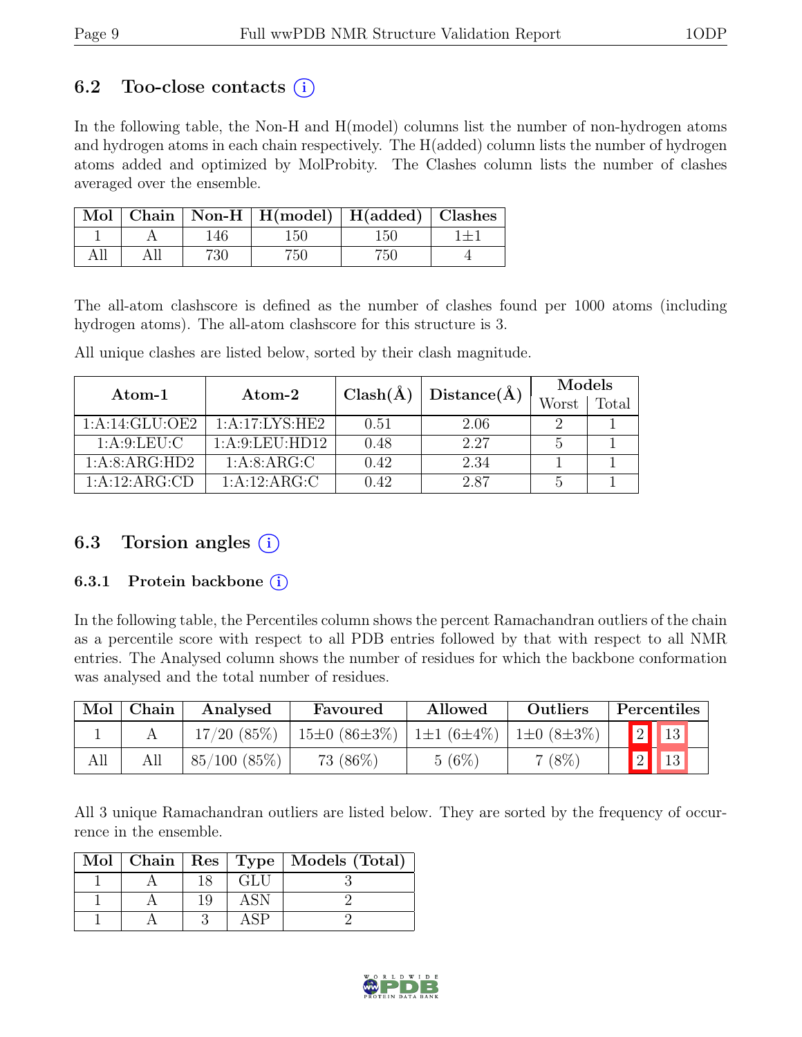## 6.2 Too-close contacts (i)

In the following table, the Non-H and H(model) columns list the number of non-hydrogen atoms and hydrogen atoms in each chain respectively. The H(added) column lists the number of hydrogen atoms added and optimized by MolProbity. The Clashes column lists the number of clashes averaged over the ensemble.

| Mol | Chain | Non-H | H(model) | H(added) | Clashes |
|---|---|---|---|---|---|
| 1 | A | 146 | 150 | 150 | 1±1 |
| All | All | 730 | 750 | 750 | 4 |

The all-atom clashscore is defined as the number of clashes found per 1000 atoms (including hydrogen atoms). The all-atom clashscore for this structure is 3.

All unique clashes are listed below, sorted by their clash magnitude.

| Atom-1 | Atom-2 | Clash(Å) | Distance(Å) | Models | |
|---|---|---|---|---|---|
| | | | | Worst | Total |
| 1:A:14:GLU:OE2 | 1:A:17:LYS:HE2 | 0.51 | 2.06 | 2 | 1 |
| 1:A:9:LEU:C | 1:A:9:LEU:HD12 | 0.48 | 2.27 | 5 | 1 |
| 1:A:8:ARG:HD2 | 1:A:8:ARG:C | 0.42 | 2.34 | 1 | 1 |
| 1:A:12:ARG:CD | 1:A:12:ARG:C | 0.42 | 2.87 | 5 | 1 |

## 6.3 Torsion angles (i)

### 6.3.1 Protein backbone (i)

In the following table, the Percentiles column shows the percent Ramachandran outliers of the chain as a percentile score with respect to all PDB entries followed by that with respect to all NMR entries. The Analysed column shows the number of residues for which the backbone conformation was analysed and the total number of residues.

| Mol | Chain | Analysed | Favoured | Allowed | Outliers | Percentiles | |
|---|---|---|---|---|---|---|---|
| 1 | A | 17/20 (85%) | 15±0 (86±3%) | 1±1 (6±4%) | 1±0 (8±3%) | 2 | 13 |
| All | All | 85/100 (85%) | 73 (86%) | 5 (6%) | 7 (8%) | 2 | 13 |

All 3 unique Ramachandran outliers are listed below. They are sorted by the frequency of occurrence in the ensemble.

| Mol | Chain | Res | Type | Models (Total) |
|---|---|---|---|---|
| 1 | A | 18 | GLU | 3 |
| 1 | A | 19 | ASN | 2 |
| 1 | A | 3 | ASP | 2 |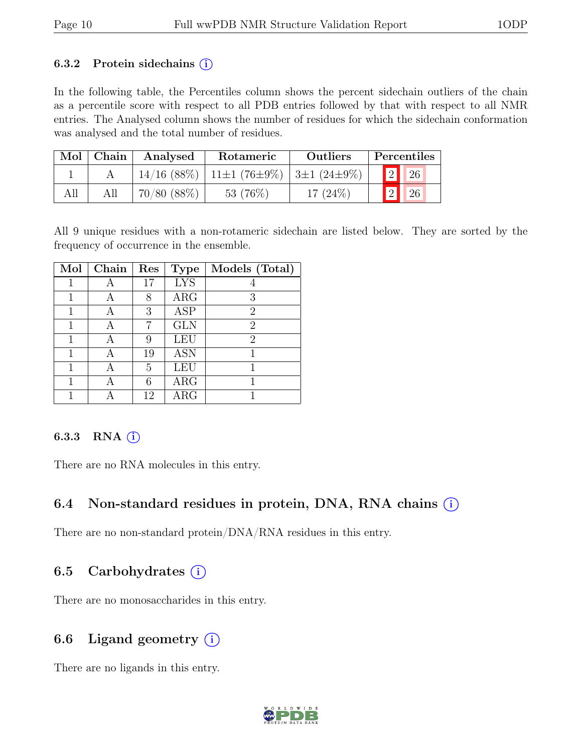### 6.3.2 Protein sidechains (i)

In the following table, the Percentiles column shows the percent sidechain outliers of the chain as a percentile score with respect to all PDB entries followed by that with respect to all NMR entries. The Analysed column shows the number of residues for which the sidechain conformation was analysed and the total number of residues.

| Mol | Chain | Analysed | Rotameric | Outliers | Percentiles | |
|---|---|---|---|---|---|---|
| 1 | A | 14/16 (88%) | 11±1 (76±9%) | 3±1 (24±9%) | 2 | 26 |
| All | All | 70/80 (88%) | 53 (76%) | 17 (24%) | 2 | 26 |

All 9 unique residues with a non-rotameric sidechain are listed below. They are sorted by the frequency of occurrence in the ensemble.

| Mol | Chain | Res | Type | Models (Total) |
|---|---|---|---|---|
| 1 | A | 17 | LYS | 4 |
| 1 | A | 8 | ARG | 3 |
| 1 | A | 3 | ASP | 2 |
| 1 | A | 7 | GLN | 2 |
| 1 | A | 9 | LEU | 2 |
| 1 | A | 19 | ASN | 1 |
| 1 | A | 5 | LEU | 1 |
| 1 | A | 6 | ARG | 1 |
| 1 | A | 12 | ARG | 1 |

### 6.3.3 RNA (i)

There are no RNA molecules in this entry.

## 6.4 Non-standard residues in protein, DNA, RNA chains (i)

There are no non-standard protein/DNA/RNA residues in this entry.

## 6.5 Carbohydrates (i)

There are no monosaccharides in this entry.

## 6.6 Ligand geometry (i)

There are no ligands in this entry.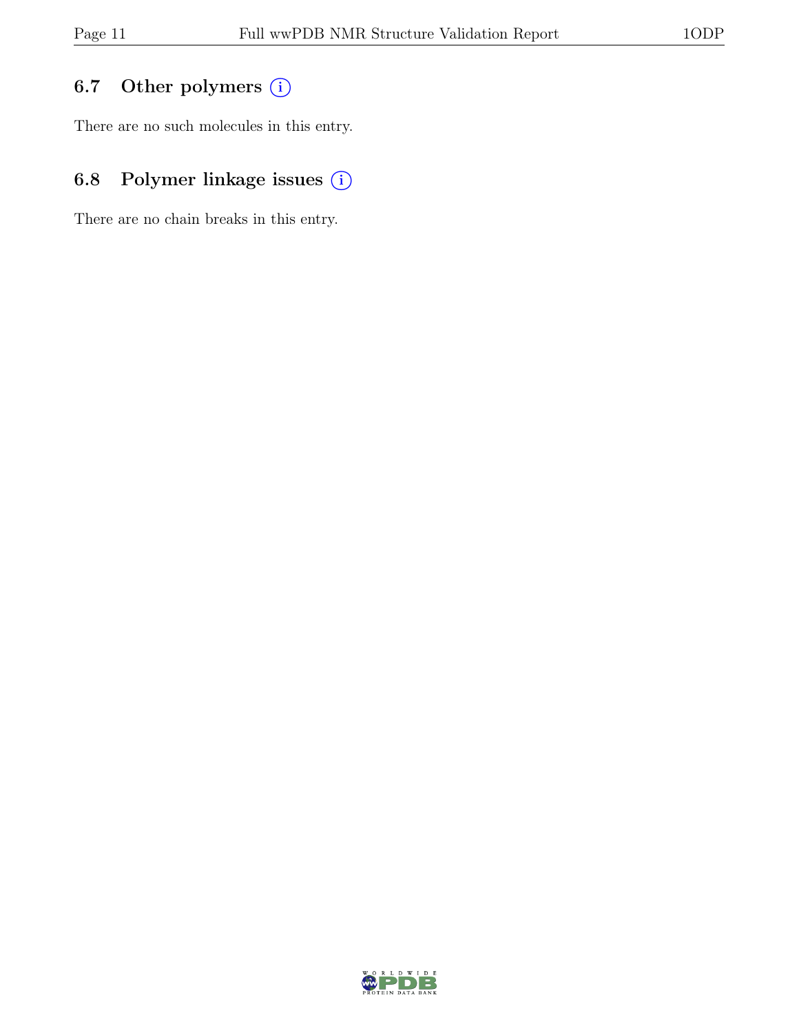### 6.7 Other polymers (i)

There are no such molecules in this entry.

### 6.8 Polymer linkage issues (i)

There are no chain breaks in this entry.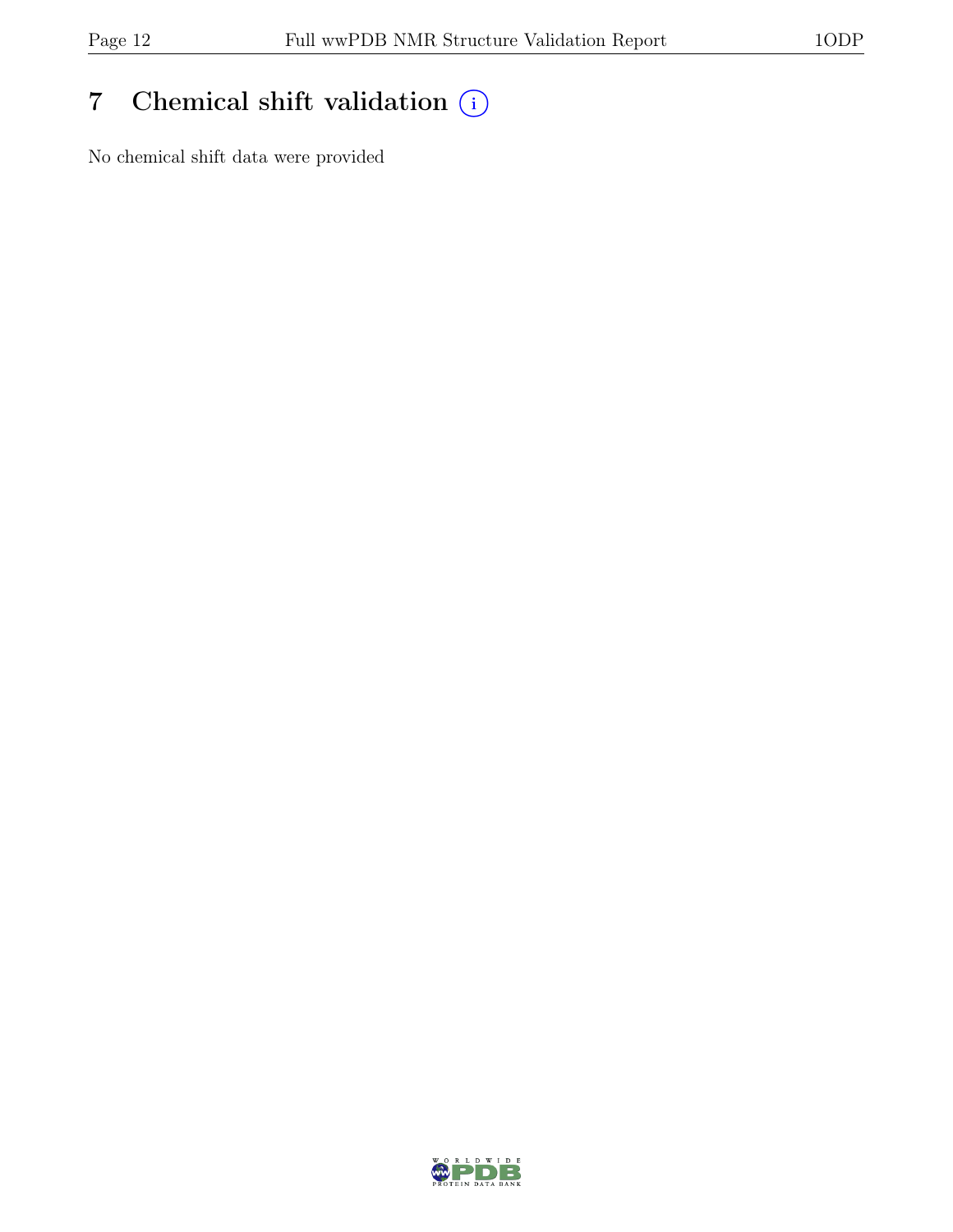# 7 Chemical shift validation

No chemical shift data were provided